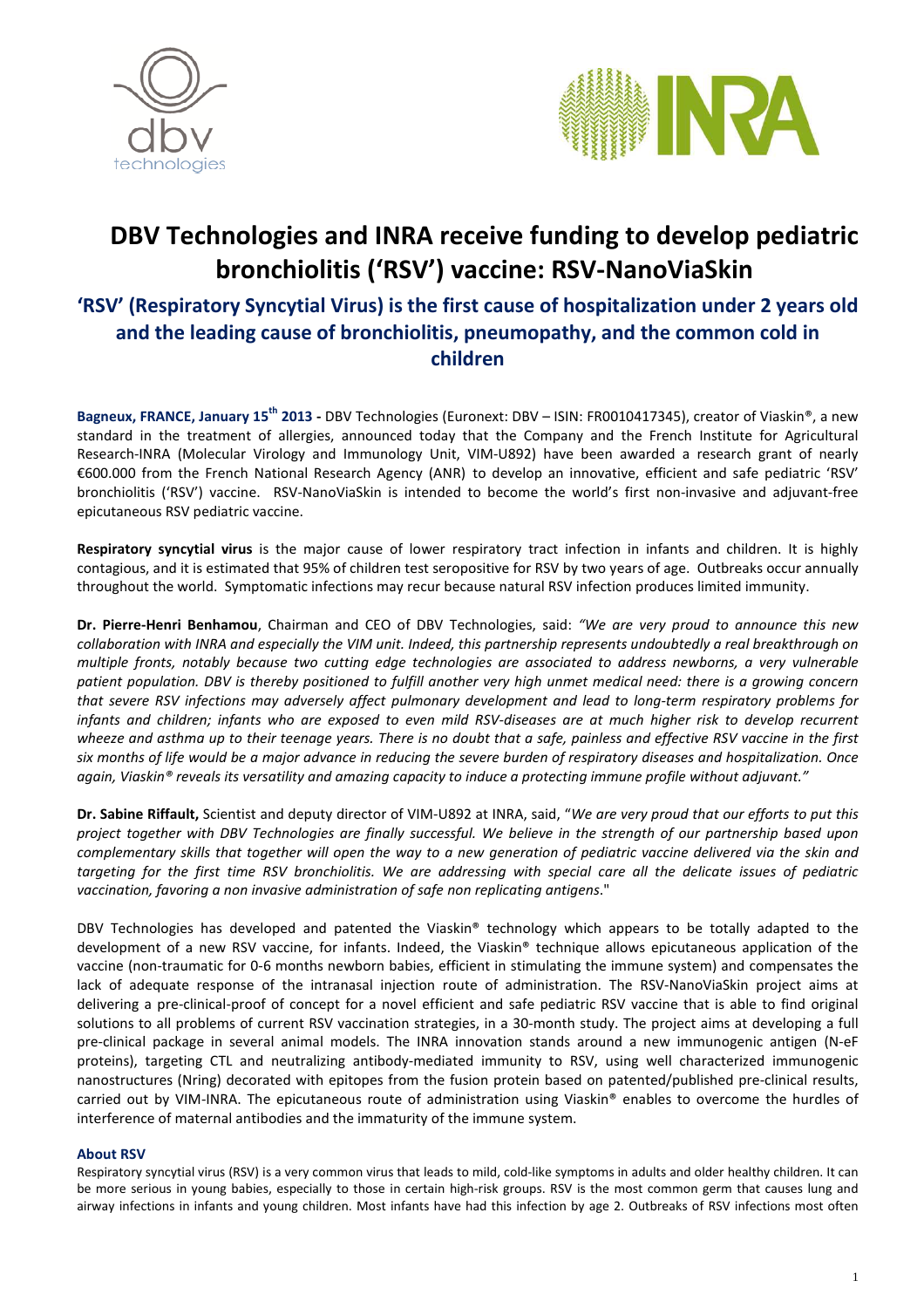# DBV Technologies and INRA receive funding to develop pediatric bronchiolitis ('RSV') vaccine: RSV-NanoViaSkin

## 'RSV' (Respiratory Syncytial Virus) is the first cause of hospitalization under 2 years old and the leading cause of bronchiolitis, pneumopathy, and the common cold in children

**Bagneux, FRANCE, January 15th 2013 -** DBV Technologies (Euronext: DBV – ISIN: FR0010417345), creator of Viaskin®, a new standard in the treatment of allergies, announced today that the Company and the French Institute for Agricultural Research-INRA (Molecular Virology and Immunology Unit, VIM-U892) have been awarded a research grant of nearly €600.000 from the French National Research Agency (ANR) to develop an innovative, efficient and safe pediatric 'RSV' bronchiolitis ('RSV') vaccine. RSV-NanoViaSkin is intended to become the world's first non-invasive and adjuvant-free epicutaneous RSV pediatric vaccine.

**Respiratory syncytial virus** is the major cause of lower respiratory tract infection in infants and children. It is highly contagious, and it is estimated that 95% of children test seropositive for RSV by two years of age. Outbreaks occur annually throughout the world. Symptomatic infections may recur because natural RSV infection produces limited immunity.

**Dr. Pierre-Henri Benhamou**, Chairman and CEO of DBV Technologies, said: *"We are very proud to announce this new collaboration with INRA and especially the VIM unit. Indeed, this partnership represents undoubtedly a real breakthrough on multiple fronts, notably because two cutting edge technologies are associated to address newborns, a very vulnerable patient population. DBV is thereby positioned to fulfill another very high unmet medical need: there is a growing concern that severe RSV infections may adversely affect pulmonary development and lead to long-term respiratory problems for infants and children; infants who are exposed to even mild RSV-diseases are at much higher risk to develop recurrent wheeze and asthma up to their teenage years. There is no doubt that a safe, painless and effective RSV vaccine in the first six months of life would be a major advance in reducing the severe burden of respiratory diseases and hospitalization. Once again, Viaskin® reveals its versatility and amazing capacity to induce a protecting immune profile without adjuvant."*

**Dr. Sabine Riffault,** Scientist and deputy director of VIM-U892 at INRA, said, "*We are very proud that our efforts to put this project together with DBV Technologies are finally successful. We believe in the strength of our partnership based upon complementary skills that together will open the way to a new generation of pediatric vaccine delivered via the skin and targeting for the first time RSV bronchiolitis. We are addressing with special care all the delicate issues of pediatric vaccination, favoring a non invasive administration of safe non replicating antigens*."

DBV Technologies has developed and patented the Viaskin® technology which appears to be totally adapted to the development of a new RSV vaccine, for infants. Indeed, the Viaskin® technique allows epicutaneous application of the vaccine (non-traumatic for 0-6 months newborn babies, efficient in stimulating the immune system) and compensates the lack of adequate response of the intranasal injection route of administration. The RSV-NanoViaSkin project aims at delivering a pre-clinical-proof of concept for a novel efficient and safe pediatric RSV vaccine that is able to find original solutions to all problems of current RSV vaccination strategies, in a 30-month study. The project aims at developing a full pre-clinical package in several animal models. The INRA innovation stands around a new immunogenic antigen (N-eF proteins), targeting CTL and neutralizing antibody-mediated immunity to RSV, using well characterized immunogenic nanostructures (Nring) decorated with epitopes from the fusion protein based on patented/published pre-clinical results, carried out by VIM-INRA. The epicutaneous route of administration using Viaskin® enables to overcome the hurdles of interference of maternal antibodies and the immaturity of the immune system.

### About RSV

Respiratory syncytial virus (RSV) is a very common virus that leads to mild, cold-like symptoms in adults and older healthy children. It can be more serious in young babies, especially to those in certain high-risk groups. RSV is the most common germ that causes lung and airway infections in infants and young children. Most infants have had this infection by age 2. Outbreaks of RSV infections most often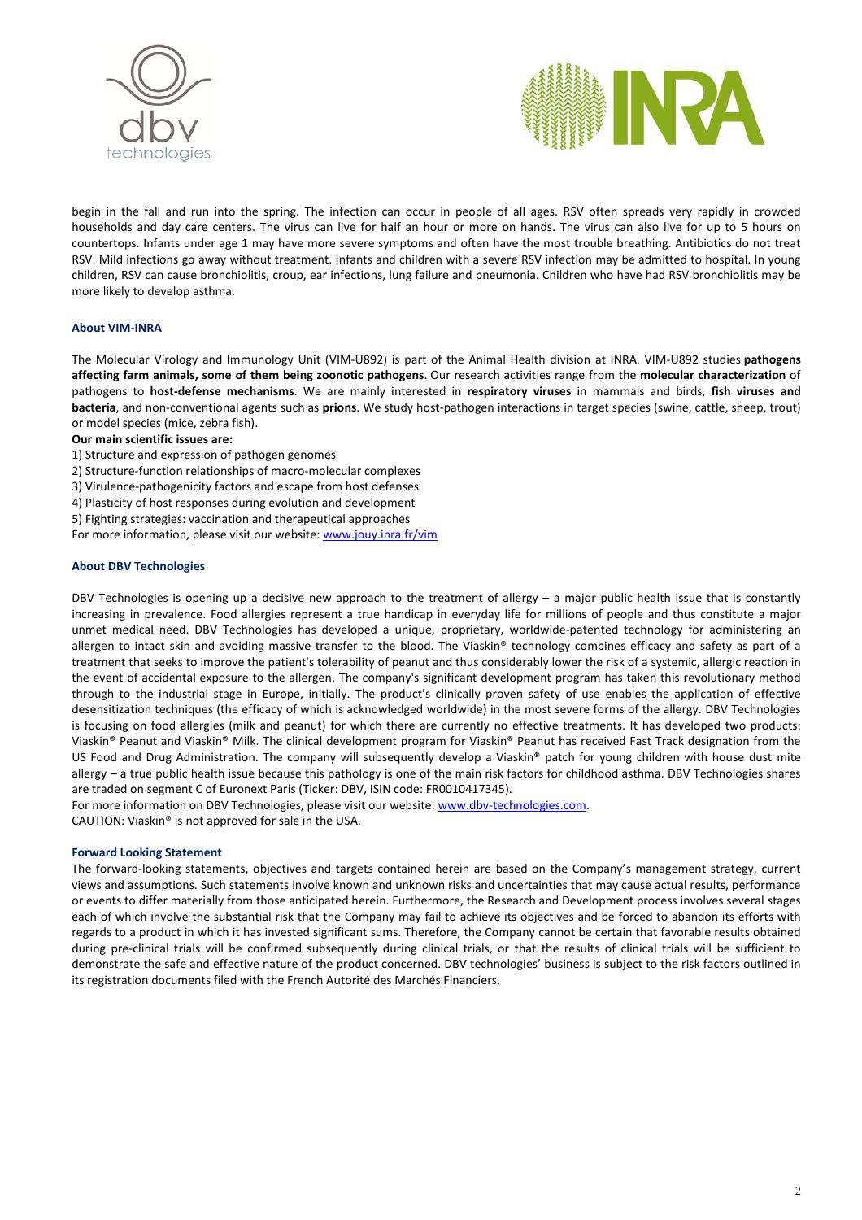begin in the fall and run into the spring. The infection can occur in people of all ages. RSV often spreads very rapidly in crowded households and day care centers. The virus can live for half an hour or more on hands. The virus can also live for up to 5 hours on countertops. Infants under age 1 may have more severe symptoms and often have the most trouble breathing. Antibiotics do not treat RSV. Mild infections go away without treatment. Infants and children with a severe RSV infection may be admitted to hospital. In young children, RSV can cause bronchiolitis, croup, ear infections, lung failure and pneumonia. Children who have had RSV bronchiolitis may be more likely to develop asthma.

**About VIM-INRA**

The Molecular Virology and Immunology Unit (VIM-U892) is part of the Animal Health division at INRA. VIM-U892 studies **pathogens affecting farm animals, some of them being zoonotic pathogens**. Our research activities range from the **molecular characterization** of pathogens to **host-defense mechanisms**. We are mainly interested in **respiratory viruses** in mammals and birds, **fish viruses and bacteria**, and non-conventional agents such as **prions**. We study host-pathogen interactions in target species (swine, cattle, sheep, trout) or model species (mice, zebra fish).

**Our main scientific issues are:**

1) Structure and expression of pathogen genomes
2) Structure-function relationships of macro-molecular complexes
3) Virulence-pathogenicity factors and escape from host defenses
4) Plasticity of host responses during evolution and development
5) Fighting strategies: vaccination and therapeutical approaches

For more information, please visit our website: www.jouy.inra.fr/vim

**About DBV Technologies**

DBV Technologies is opening up a decisive new approach to the treatment of allergy – a major public health issue that is constantly increasing in prevalence. Food allergies represent a true handicap in everyday life for millions of people and thus constitute a major unmet medical need. DBV Technologies has developed a unique, proprietary, worldwide-patented technology for administering an allergen to intact skin and avoiding massive transfer to the blood. The Viaskin® technology combines efficacy and safety as part of a treatment that seeks to improve the patient's tolerability of peanut and thus considerably lower the risk of a systemic, allergic reaction in the event of accidental exposure to the allergen. The company's significant development program has taken this revolutionary method through to the industrial stage in Europe, initially. The product's clinically proven safety of use enables the application of effective desensitization techniques (the efficacy of which is acknowledged worldwide) in the most severe forms of the allergy. DBV Technologies is focusing on food allergies (milk and peanut) for which there are currently no effective treatments. It has developed two products: Viaskin® Peanut and Viaskin® Milk. The clinical development program for Viaskin® Peanut has received Fast Track designation from the US Food and Drug Administration. The company will subsequently develop a Viaskin® patch for young children with house dust mite allergy – a true public health issue because this pathology is one of the main risk factors for childhood asthma. DBV Technologies shares are traded on segment C of Euronext Paris (Ticker: DBV, ISIN code: FR0010417345).

For more information on DBV Technologies, please visit our website: www.dbv-technologies.com.

CAUTION: Viaskin® is not approved for sale in the USA.

**Forward Looking Statement**

The forward-looking statements, objectives and targets contained herein are based on the Company's management strategy, current views and assumptions. Such statements involve known and unknown risks and uncertainties that may cause actual results, performance or events to differ materially from those anticipated herein. Furthermore, the Research and Development process involves several stages each of which involve the substantial risk that the Company may fail to achieve its objectives and be forced to abandon its efforts with regards to a product in which it has invested significant sums. Therefore, the Company cannot be certain that favorable results obtained during pre-clinical trials will be confirmed subsequently during clinical trials, or that the results of clinical trials will be sufficient to demonstrate the safe and effective nature of the product concerned. DBV technologies' business is subject to the risk factors outlined in its registration documents filed with the French Autorité des Marchés Financiers.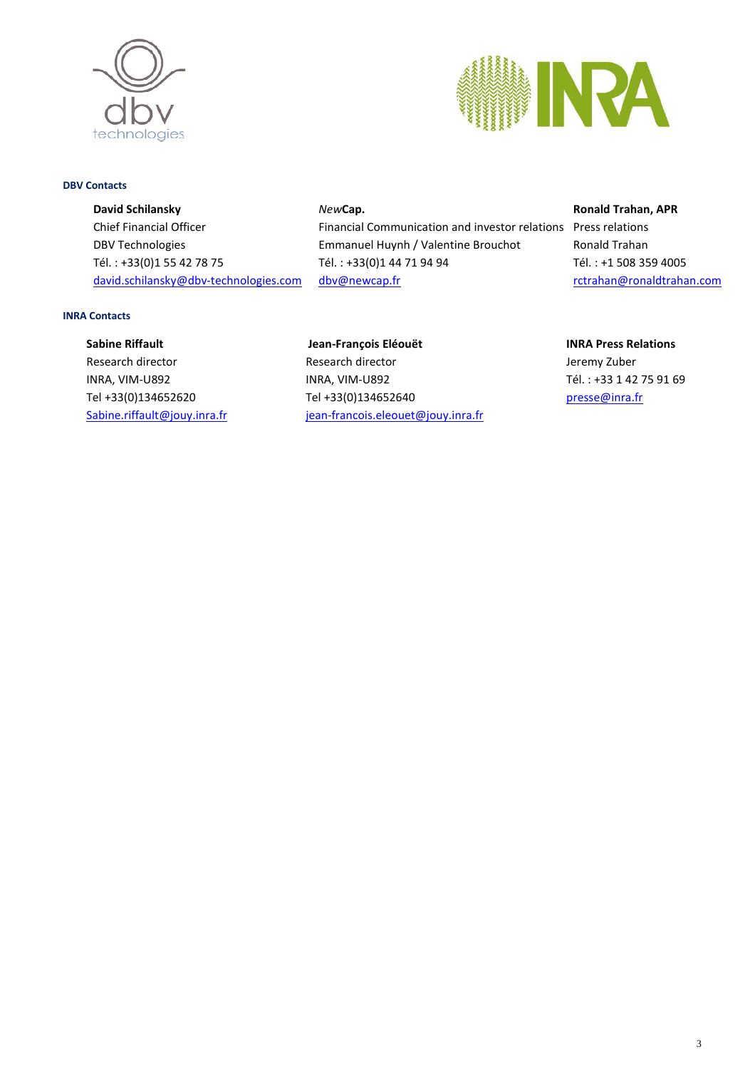**DBV Contacts**

**David Schilansky**
Chief Financial Officer
DBV Technologies
Tél. : +33(0)1 55 42 78 75
david.schilansky@dbv-technologies.com

*New***Cap.**
Financial Communication and investor relations
Emmanuel Huynh / Valentine Brouchot
Tél. : +33(0)1 44 71 94 94
dbv@newcap.fr

**Ronald Trahan, APR**
Press relations
Ronald Trahan
Tél. : +1 508 359 4005
rctrahan@ronaldtrahan.com

**INRA Contacts**

**Sabine Riffault**
Research director
INRA, VIM-U892
Tel +33(0)134652620
Sabine.riffault@jouy.inra.fr

**Jean-François Eléouët**
Research director
INRA, VIM-U892
Tel +33(0)134652640
jean-francois.eleouet@jouy.inra.fr

**INRA Press Relations**
Jeremy Zuber
Tél. : +33 1 42 75 91 69
presse@inra.fr